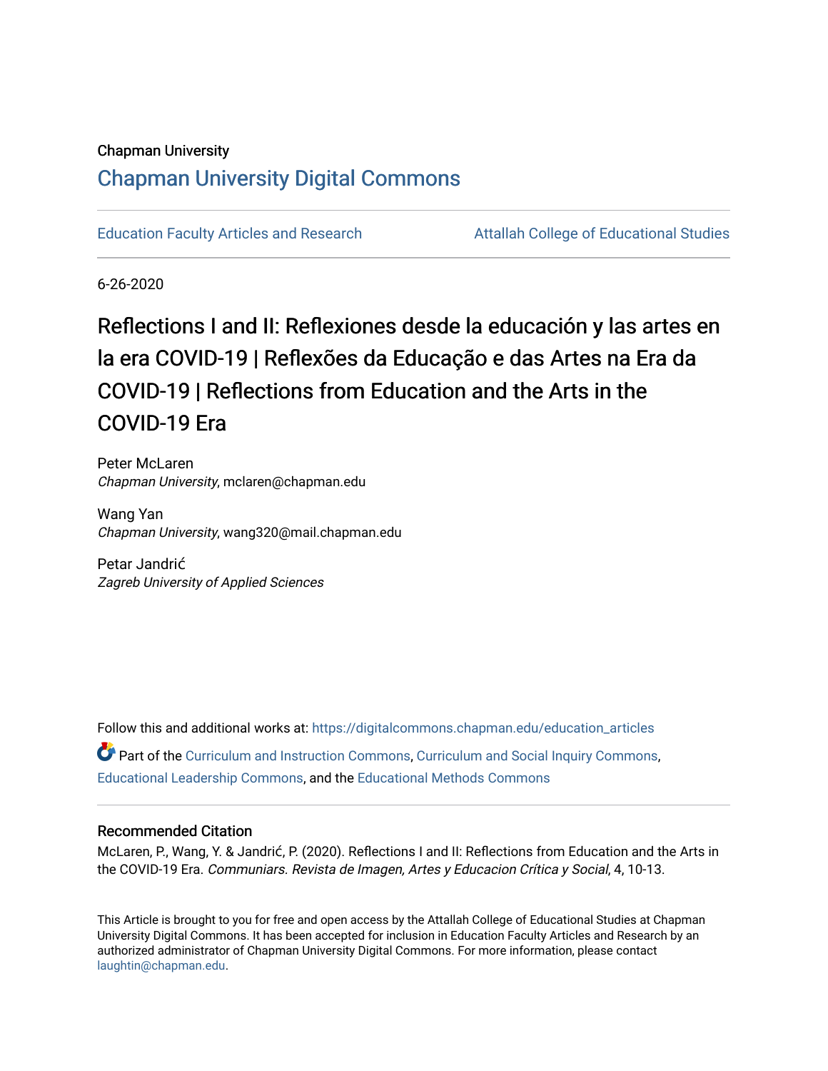Chapman University

## Chapman University Digital Commons

Education Faculty Articles and Research | Attallah College of Educational Studies

6-26-2020

# Reflections I and II: Reflexiones desde la educación y las artes en la era COVID-19 | Reflexões da Educação e das Artes na Era da COVID-19 | Reflections from Education and the Arts in the COVID-19 Era

Peter McLaren
*Chapman University*, mclaren@chapman.edu

Wang Yan
*Chapman University*, wang320@mail.chapman.edu

Petar Jandrić
*Zagreb University of Applied Sciences*

Follow this and additional works at: https://digitalcommons.chapman.edu/education_articles

Part of the Curriculum and Instruction Commons, Curriculum and Social Inquiry Commons, Educational Leadership Commons, and the Educational Methods Commons

### Recommended Citation

McLaren, P., Wang, Y. & Jandrić, P. (2020). Reflections I and II: Reflections from Education and the Arts in the COVID-19 Era. *Communiars. Revista de Imagen, Artes y Educacion Crítica y Social*, 4, 10-13.

This Article is brought to you for free and open access by the Attallah College of Educational Studies at Chapman University Digital Commons. It has been accepted for inclusion in Education Faculty Articles and Research by an authorized administrator of Chapman University Digital Commons. For more information, please contact laughtin@chapman.edu.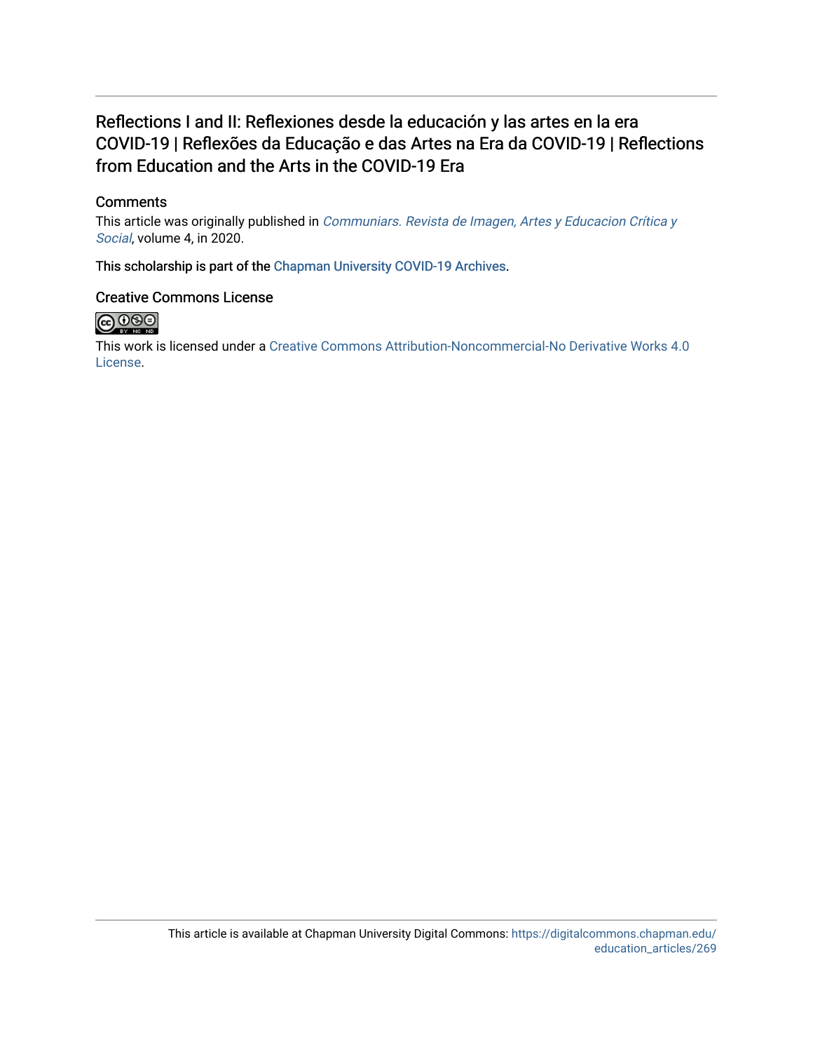# Reflections I and II: Reflexiones desde la educación y las artes en la era COVID-19 | Reflexões da Educação e das Artes na Era da COVID-19 | Reflections from Education and the Arts in the COVID-19 Era

## Comments

This article was originally published in *Communiars. Revista de Imagen, Artes y Educacion Crítica y Social*, volume 4, in 2020.

This scholarship is part of the Chapman University COVID-19 Archives.

## Creative Commons License

This work is licensed under a Creative Commons Attribution-Noncommercial-No Derivative Works 4.0 License.

This article is available at Chapman University Digital Commons: https://digitalcommons.chapman.edu/education_articles/269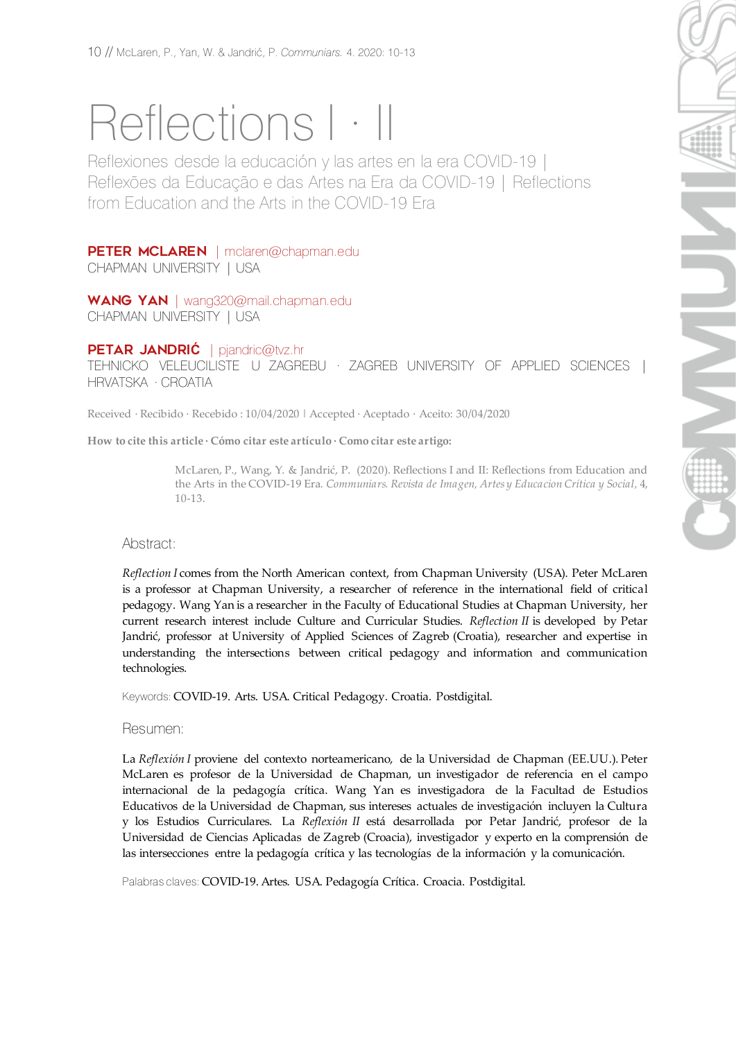# Reflections I · II

Reflexiones desde la educación y las artes en la era COVID-19 | Reflexões da Educação e das Artes na Era da COVID-19 | Reflections from Education and the Arts in the COVID-19 Era

**PETER MCLAREN** | mclaren@chapman.edu
CHAPMAN UNIVERSITY | USA

**WANG YAN** | wang320@mail.chapman.edu
CHAPMAN UNIVERSITY | USA

**PETAR JANDRIĆ** | pjandric@tvz.hr
TEHNICKO VELEUCILISTE U ZAGREBU · ZAGREB UNIVERSITY OF APPLIED SCIENCES | HRVATSKA · CROATIA

Received · Recibido · Recebido : 10/04/2020 | Accepted · Aceptado · Aceito: 30/04/2020

**How to cite this article · Cómo citar este artículo · Como citar este artigo:**

> McLaren, P., Wang, Y. & Jandrić, P. (2020). Reflections I and II: Reflections from Education and the Arts in the COVID-19 Era. *Communiars. Revista de Imagen, Artes y Educacion Crítica y Social*, 4, 10-13.

## Abstract:

*Reflection I* comes from the North American context, from Chapman University (USA). Peter McLaren is a professor at Chapman University, a researcher of reference in the international field of critical pedagogy. Wang Yan is a researcher in the Faculty of Educational Studies at Chapman University, her current research interest include Culture and Curricular Studies. *Reflection II* is developed by Petar Jandrić, professor at University of Applied Sciences of Zagreb (Croatia), researcher and expertise in understanding the intersections between critical pedagogy and information and communication technologies.

Keywords: COVID-19. Arts. USA. Critical Pedagogy. Croatia. Postdigital.

## Resumen:

La *Reflexión I* proviene del contexto norteamericano, de la Universidad de Chapman (EE.UU.). Peter McLaren es profesor de la Universidad de Chapman, un investigador de referencia en el campo internacional de la pedagogía crítica. Wang Yan es investigadora de la Facultad de Estudios Educativos de la Universidad de Chapman, sus intereses actuales de investigación incluyen la Cultura y los Estudios Curriculares. La *Reflexión II* está desarrollada por Petar Jandrić, profesor de la Universidad de Ciencias Aplicadas de Zagreb (Croacia), investigador y experto en la comprensión de las intersecciones entre la pedagogía crítica y las tecnologías de la información y la comunicación.

Palabras claves: COVID-19. Artes. USA. Pedagogía Crítica. Croacia. Postdigital.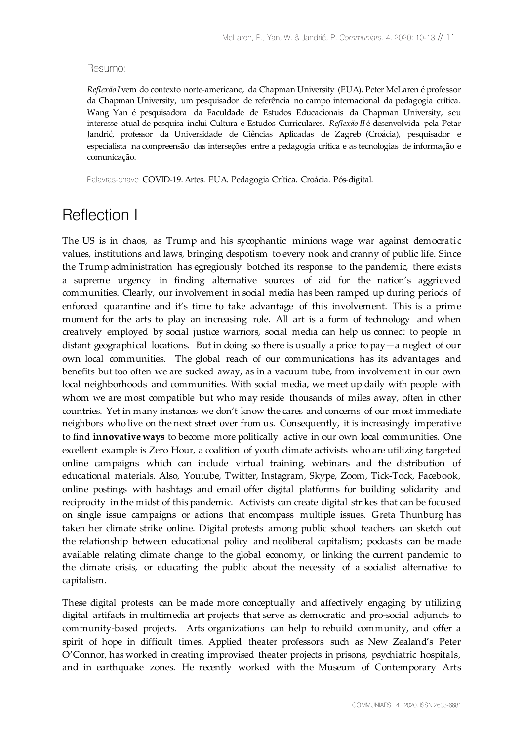Resumo:

*Reflexão I* vem do contexto norte-americano, da Chapman University (EUA). Peter McLaren é professor da Chapman University, um pesquisador de referência no campo internacional da pedagogia crítica. Wang Yan é pesquisadora da Faculdade de Estudos Educacionais da Chapman University, seu interesse atual de pesquisa inclui Cultura e Estudos Curriculares. *Reflexão II* é desenvolvida pela Petar Jandrić, professor da Universidade de Ciências Aplicadas de Zagreb (Croácia), pesquisador e especialista na compreensão das interseções entre a pedagogia crítica e as tecnologias de informação e comunicação.

Palavras-chave: COVID-19. Artes. EUA. Pedagogia Crítica. Croácia. Pós-digital.

# Reflection I

The US is in chaos, as Trump and his sycophantic minions wage war against democratic values, institutions and laws, bringing despotism to every nook and cranny of public life. Since the Trump administration has egregiously botched its response to the pandemic, there exists a supreme urgency in finding alternative sources of aid for the nation's aggrieved communities. Clearly, our involvement in social media has been ramped up during periods of enforced quarantine and it's time to take advantage of this involvement. This is a prime moment for the arts to play an increasing role. All art is a form of technology and when creatively employed by social justice warriors, social media can help us connect to people in distant geographical locations. But in doing so there is usually a price to pay—a neglect of our own local communities. The global reach of our communications has its advantages and benefits but too often we are sucked away, as in a vacuum tube, from involvement in our own local neighborhoods and communities. With social media, we meet up daily with people with whom we are most compatible but who may reside thousands of miles away, often in other countries. Yet in many instances we don't know the cares and concerns of our most immediate neighbors who live on the next street over from us. Consequently, it is increasingly imperative to find **innovative ways** to become more politically active in our own local communities. One excellent example is Zero Hour, a coalition of youth climate activists who are utilizing targeted online campaigns which can include virtual training, webinars and the distribution of educational materials. Also, Youtube, Twitter, Instagram, Skype, Zoom, Tick-Tock, Facebook, online postings with hashtags and email offer digital platforms for building solidarity and reciprocity in the midst of this pandemic. Activists can create digital strikes that can be focused on single issue campaigns or actions that encompass multiple issues. Greta Thunburg has taken her climate strike online. Digital protests among public school teachers can sketch out the relationship between educational policy and neoliberal capitalism; podcasts can be made available relating climate change to the global economy, or linking the current pandemic to the climate crisis, or educating the public about the necessity of a socialist alternative to capitalism.

These digital protests can be made more conceptually and affectively engaging by utilizing digital artifacts in multimedia art projects that serve as democratic and pro-social adjuncts to community-based projects. Arts organizations can help to rebuild community, and offer a spirit of hope in difficult times. Applied theater professors such as New Zealand's Peter O'Connor, has worked in creating improvised theater projects in prisons, psychiatric hospitals, and in earthquake zones. He recently worked with the Museum of Contemporary Arts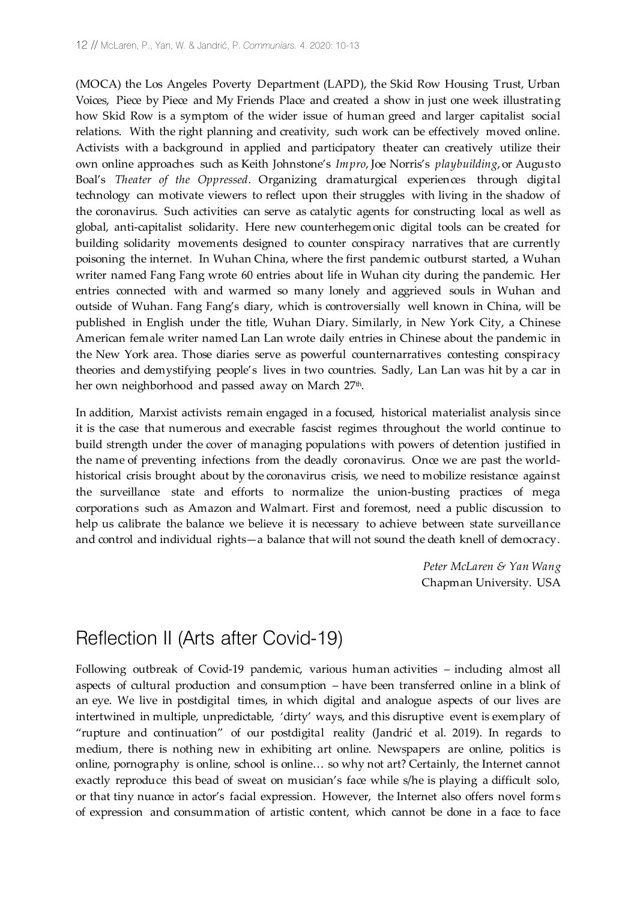(MOCA) the Los Angeles Poverty Department (LAPD), the Skid Row Housing Trust, Urban Voices, Piece by Piece and My Friends Place and created a show in just one week illustrating how Skid Row is a symptom of the wider issue of human greed and larger capitalist social relations. With the right planning and creativity, such work can be effectively moved online. Activists with a background in applied and participatory theater can creatively utilize their own online approaches such as Keith Johnstone's *Impro*, Joe Norris's *playbuilding*, or Augusto Boal's *Theater of the Oppressed*. Organizing dramaturgical experiences through digital technology can motivate viewers to reflect upon their struggles with living in the shadow of the coronavirus. Such activities can serve as catalytic agents for constructing local as well as global, anti-capitalist solidarity. Here new counterhegemonic digital tools can be created for building solidarity movements designed to counter conspiracy narratives that are currently poisoning the internet. In Wuhan China, where the first pandemic outburst started, a Wuhan writer named Fang Fang wrote 60 entries about life in Wuhan city during the pandemic. Her entries connected with and warmed so many lonely and aggrieved souls in Wuhan and outside of Wuhan. Fang Fang's diary, which is controversially well known in China, will be published in English under the title, Wuhan Diary. Similarly, in New York City, a Chinese American female writer named Lan Lan wrote daily entries in Chinese about the pandemic in the New York area. Those diaries serve as powerful counternarratives contesting conspiracy theories and demystifying people's lives in two countries. Sadly, Lan Lan was hit by a car in her own neighborhood and passed away on March 27th.

In addition, Marxist activists remain engaged in a focused, historical materialist analysis since it is the case that numerous and execrable fascist regimes throughout the world continue to build strength under the cover of managing populations with powers of detention justified in the name of preventing infections from the deadly coronavirus. Once we are past the world-historical crisis brought about by the coronavirus crisis, we need to mobilize resistance against the surveillance state and efforts to normalize the union-busting practices of mega corporations such as Amazon and Walmart. First and foremost, need a public discussion to help us calibrate the balance we believe it is necessary to achieve between state surveillance and control and individual rights—a balance that will not sound the death knell of democracy.

*Peter McLaren & Yan Wang*
Chapman University. USA

## Reflection II (Arts after Covid-19)

Following outbreak of Covid-19 pandemic, various human activities – including almost all aspects of cultural production and consumption – have been transferred online in a blink of an eye. We live in postdigital times, in which digital and analogue aspects of our lives are intertwined in multiple, unpredictable, 'dirty' ways, and this disruptive event is exemplary of "rupture and continuation" of our postdigital reality (Jandrić et al. 2019). In regards to medium, there is nothing new in exhibiting art online. Newspapers are online, politics is online, pornography is online, school is online… so why not art? Certainly, the Internet cannot exactly reproduce this bead of sweat on musician's face while s/he is playing a difficult solo, or that tiny nuance in actor's facial expression. However, the Internet also offers novel forms of expression and consummation of artistic content, which cannot be done in a face to face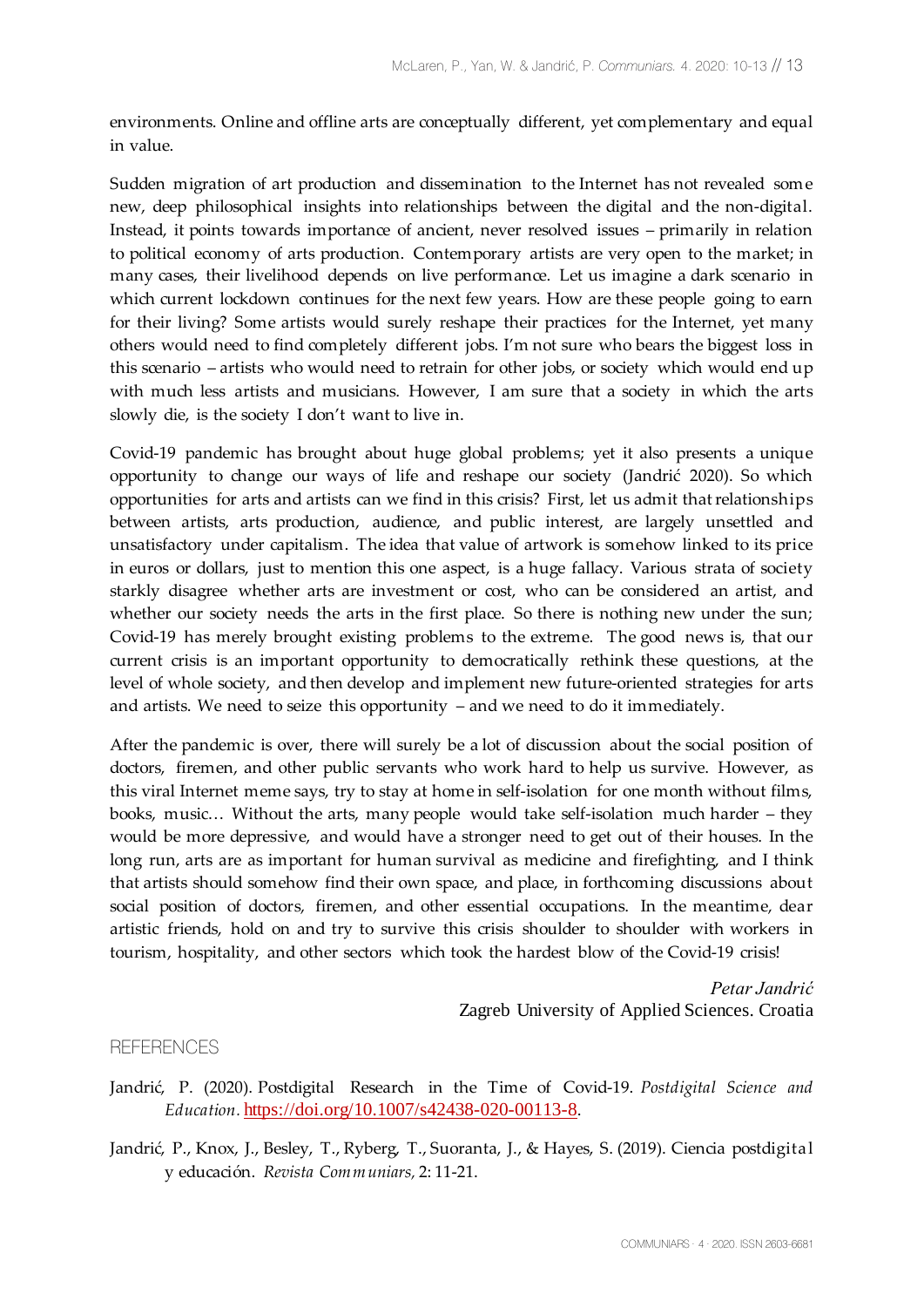environments. Online and offline arts are conceptually different, yet complementary and equal in value.

Sudden migration of art production and dissemination to the Internet has not revealed some new, deep philosophical insights into relationships between the digital and the non-digital. Instead, it points towards importance of ancient, never resolved issues – primarily in relation to political economy of arts production. Contemporary artists are very open to the market; in many cases, their livelihood depends on live performance. Let us imagine a dark scenario in which current lockdown continues for the next few years. How are these people going to earn for their living? Some artists would surely reshape their practices for the Internet, yet many others would need to find completely different jobs. I'm not sure who bears the biggest loss in this scenario – artists who would need to retrain for other jobs, or society which would end up with much less artists and musicians. However, I am sure that a society in which the arts slowly die, is the society I don't want to live in.

Covid-19 pandemic has brought about huge global problems; yet it also presents a unique opportunity to change our ways of life and reshape our society (Jandrić 2020). So which opportunities for arts and artists can we find in this crisis? First, let us admit that relationships between artists, arts production, audience, and public interest, are largely unsettled and unsatisfactory under capitalism. The idea that value of artwork is somehow linked to its price in euros or dollars, just to mention this one aspect, is a huge fallacy. Various strata of society starkly disagree whether arts are investment or cost, who can be considered an artist, and whether our society needs the arts in the first place. So there is nothing new under the sun; Covid-19 has merely brought existing problems to the extreme. The good news is, that our current crisis is an important opportunity to democratically rethink these questions, at the level of whole society, and then develop and implement new future-oriented strategies for arts and artists. We need to seize this opportunity – and we need to do it immediately.

After the pandemic is over, there will surely be a lot of discussion about the social position of doctors, firemen, and other public servants who work hard to help us survive. However, as this viral Internet meme says, try to stay at home in self-isolation for one month without films, books, music… Without the arts, many people would take self-isolation much harder – they would be more depressive, and would have a stronger need to get out of their houses. In the long run, arts are as important for human survival as medicine and firefighting, and I think that artists should somehow find their own space, and place, in forthcoming discussions about social position of doctors, firemen, and other essential occupations. In the meantime, dear artistic friends, hold on and try to survive this crisis shoulder to shoulder with workers in tourism, hospitality, and other sectors which took the hardest blow of the Covid-19 crisis!

*Petar Jandrić*
Zagreb University of Applied Sciences. Croatia

## REFERENCES

Jandrić, P. (2020). Postdigital Research in the Time of Covid-19. *Postdigital Science and Education.* https://doi.org/10.1007/s42438-020-00113-8.

Jandrić, P., Knox, J., Besley, T., Ryberg, T., Suoranta, J., & Hayes, S. (2019). Ciencia postdigital y educación. *Revista Communiars,* 2: 11-21.